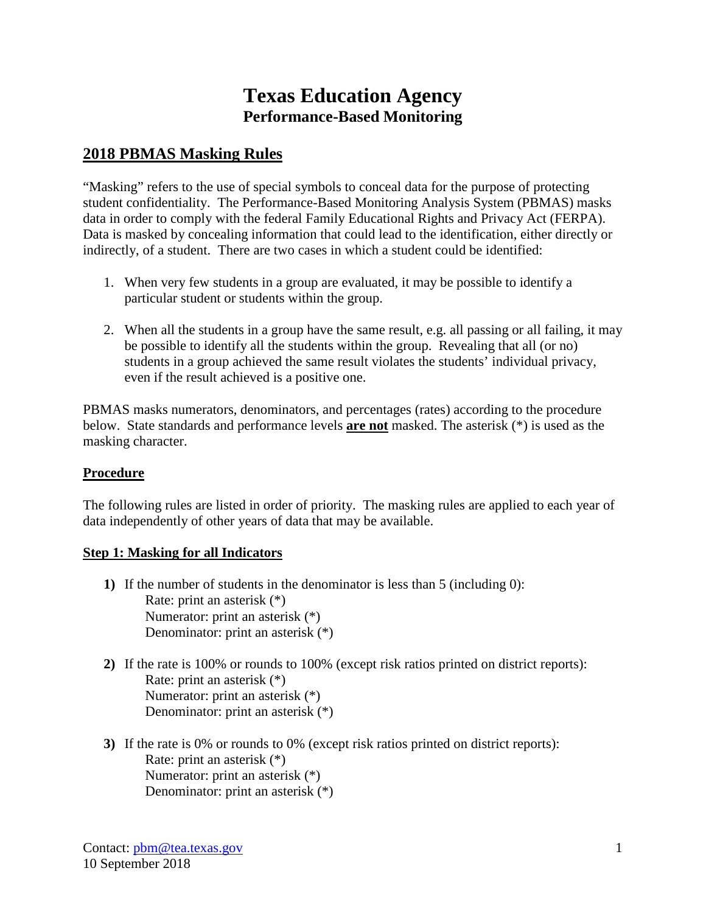# Texas Education Agency

## Performance-Based Monitoring

## 2018 PBMAS Masking Rules

"Masking" refers to the use of special symbols to conceal data for the purpose of protecting student confidentiality. The Performance-Based Monitoring Analysis System (PBMAS) masks data in order to comply with the federal Family Educational Rights and Privacy Act (FERPA). Data is masked by concealing information that could lead to the identification, either directly or indirectly, of a student. There are two cases in which a student could be identified:

1. When very few students in a group are evaluated, it may be possible to identify a particular student or students within the group.

2. When all the students in a group have the same result, e.g. all passing or all failing, it may be possible to identify all the students within the group. Revealing that all (or no) students in a group achieved the same result violates the students' individual privacy, even if the result achieved is a positive one.

PBMAS masks numerators, denominators, and percentages (rates) according to the procedure below. State standards and performance levels **are not** masked. The asterisk (*) is used as the masking character.

### Procedure

The following rules are listed in order of priority. The masking rules are applied to each year of data independently of other years of data that may be available.

### Step 1: Masking for all Indicators

**1)** If the number of students in the denominator is less than 5 (including 0):
   Rate: print an asterisk (*)
   Numerator: print an asterisk (*)
   Denominator: print an asterisk (*)

**2)** If the rate is 100% or rounds to 100% (except risk ratios printed on district reports):
   Rate: print an asterisk (*)
   Numerator: print an asterisk (*)
   Denominator: print an asterisk (*)

**3)** If the rate is 0% or rounds to 0% (except risk ratios printed on district reports):
   Rate: print an asterisk (*)
   Numerator: print an asterisk (*)
   Denominator: print an asterisk (*)

Contact: pbm@tea.texas.gov
10 September 2018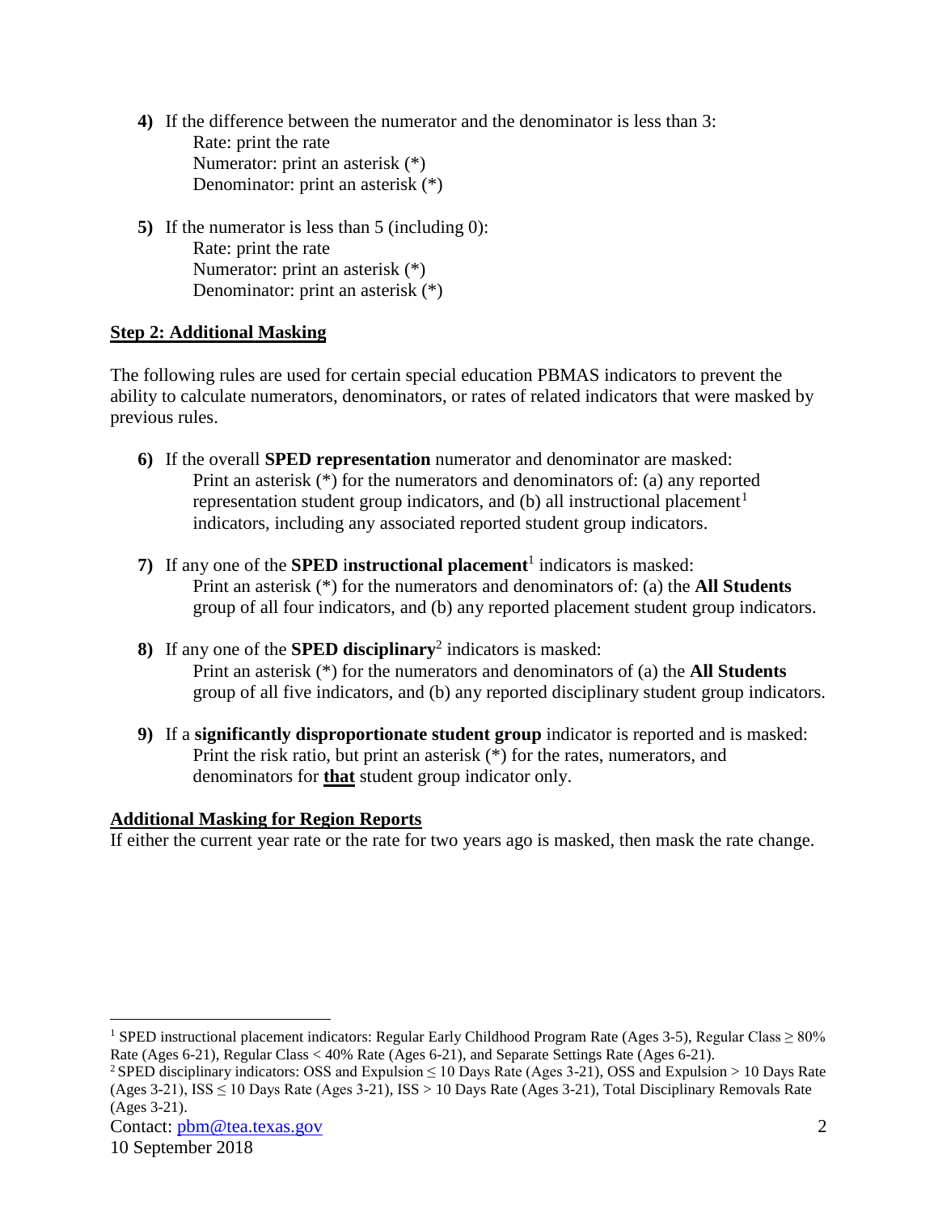4) If the difference between the numerator and the denominator is less than 3:
   Rate: print the rate
   Numerator: print an asterisk (*)
   Denominator: print an asterisk (*)

5) If the numerator is less than 5 (including 0):
   Rate: print the rate
   Numerator: print an asterisk (*)
   Denominator: print an asterisk (*)

## Step 2: Additional Masking

The following rules are used for certain special education PBMAS indicators to prevent the ability to calculate numerators, denominators, or rates of related indicators that were masked by previous rules.

6) If the overall **SPED representation** numerator and denominator are masked:
   Print an asterisk (*) for the numerators and denominators of: (a) any reported representation student group indicators, and (b) all instructional placement[1] indicators, including any associated reported student group indicators.

7) If any one of the **SPED instructional placement**[1] indicators is masked:
   Print an asterisk (*) for the numerators and denominators of: (a) the **All Students** group of all four indicators, and (b) any reported placement student group indicators.

8) If any one of the **SPED disciplinary**[2] indicators is masked:
   Print an asterisk (*) for the numerators and denominators of (a) the **All Students** group of all five indicators, and (b) any reported disciplinary student group indicators.

9) If a **significantly disproportionate student group** indicator is reported and is masked:
   Print the risk ratio, but print an asterisk (*) for the rates, numerators, and denominators for **that** student group indicator only.

## Additional Masking for Region Reports

If either the current year rate or the rate for two years ago is masked, then mask the rate change.

[1] SPED instructional placement indicators: Regular Early Childhood Program Rate (Ages 3-5), Regular Class ≥ 80% Rate (Ages 6-21), Regular Class < 40% Rate (Ages 6-21), and Separate Settings Rate (Ages 6-21).

[2] SPED disciplinary indicators: OSS and Expulsion ≤ 10 Days Rate (Ages 3-21), OSS and Expulsion > 10 Days Rate (Ages 3-21), ISS ≤ 10 Days Rate (Ages 3-21), ISS > 10 Days Rate (Ages 3-21), Total Disciplinary Removals Rate (Ages 3-21).

Contact: pbm@tea.texas.gov

10 September 2018